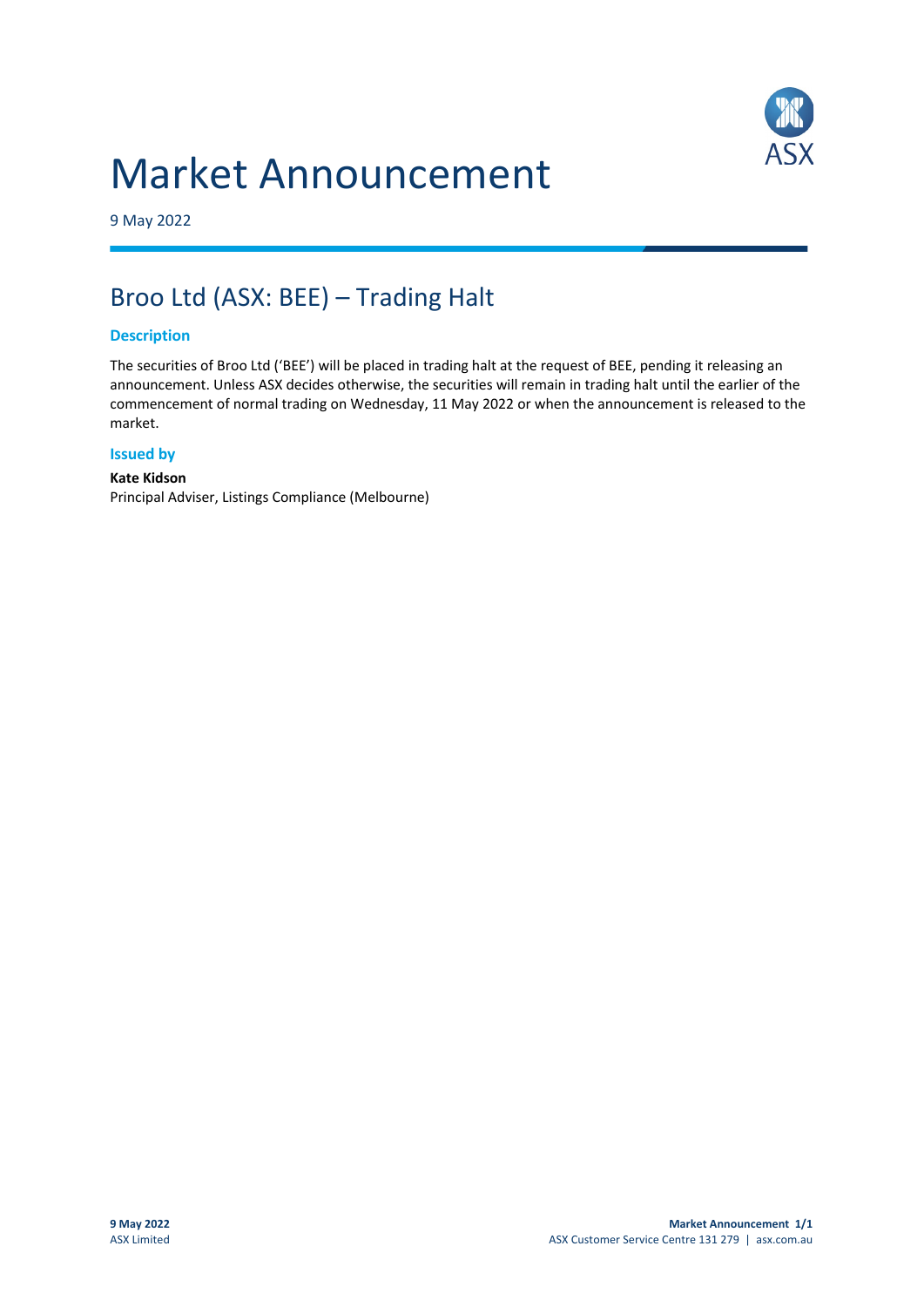# Market Announcement

9 May 2022

## Broo Ltd (ASX: BEE) – Trading Halt

### Description

The securities of Broo Ltd ('BEE') will be placed in trading halt at the request of BEE, pending it releasing an announcement. Unless ASX decides otherwise, the securities will remain in trading halt until the earlier of the commencement of normal trading on Wednesday, 11 May 2022 or when the announcement is released to the market.

### Issued by

**Kate Kidson**
Principal Adviser, Listings Compliance (Melbourne)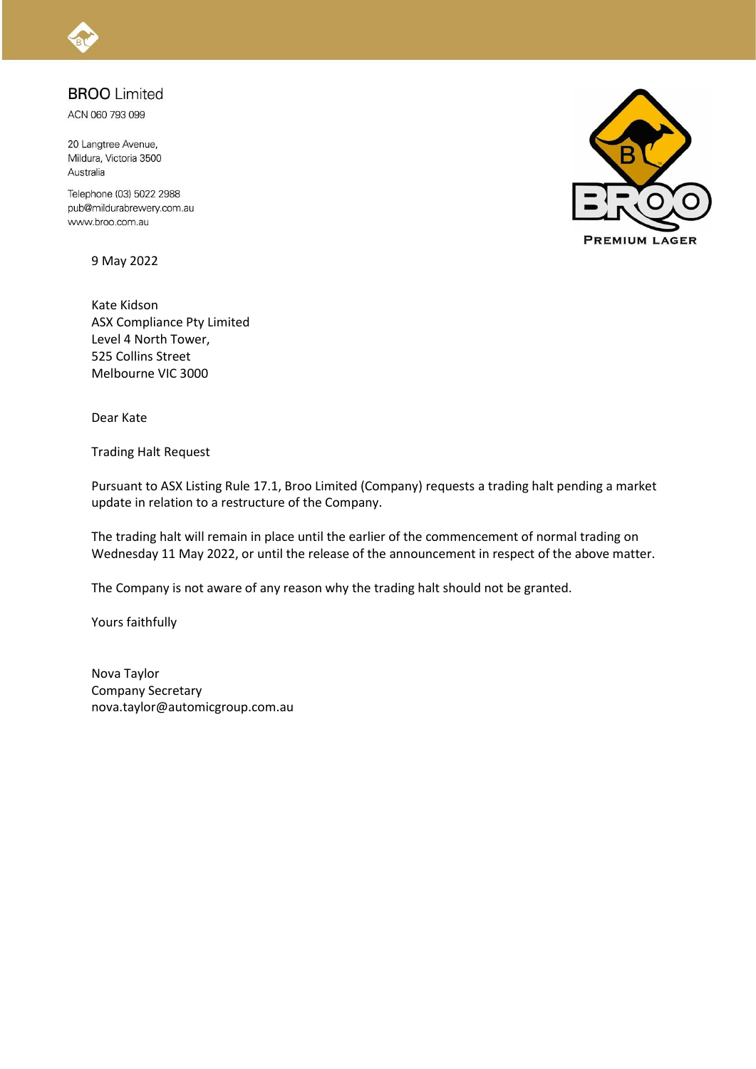**BROO Limited**
ACN 060 793 099

20 Langtree Avenue,
Mildura, Victoria 3500
Australia

Telephone (03) 5022 2988
pub@mildurabrewery.com.au
www.broo.com.au

9 May 2022

Kate Kidson
ASX Compliance Pty Limited
Level 4 North Tower,
525 Collins Street
Melbourne VIC 3000

Dear Kate

Trading Halt Request

Pursuant to ASX Listing Rule 17.1, Broo Limited (Company) requests a trading halt pending a market update in relation to a restructure of the Company.

The trading halt will remain in place until the earlier of the commencement of normal trading on Wednesday 11 May 2022, or until the release of the announcement in respect of the above matter.

The Company is not aware of any reason why the trading halt should not be granted.

Yours faithfully

Nova Taylor
Company Secretary
nova.taylor@automicgroup.com.au